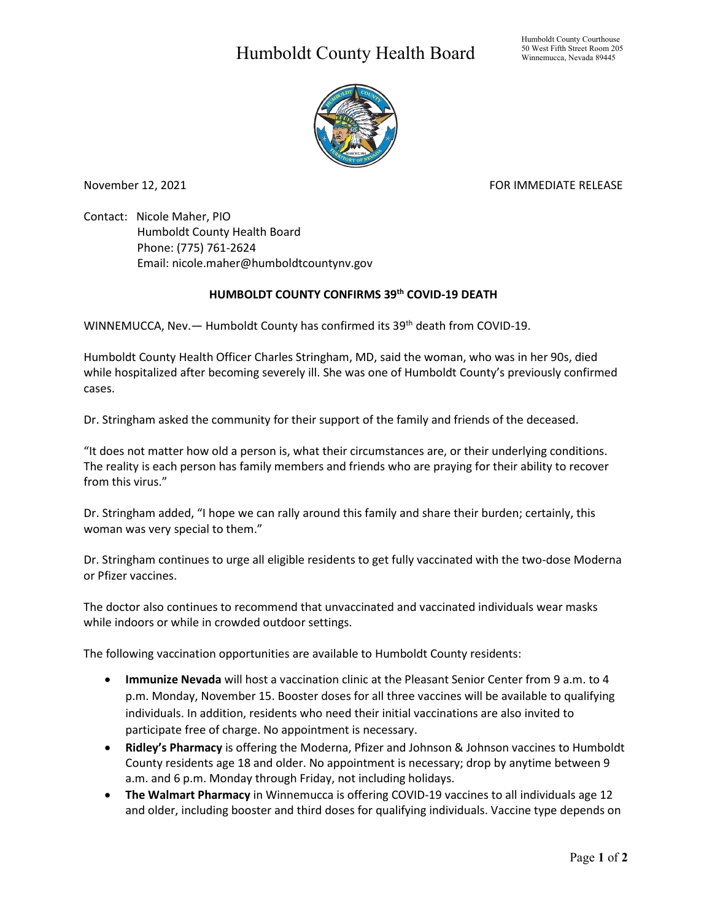# Humboldt County Health Board

Humboldt County Courthouse
50 West Fifth Street Room 205
Winnemucca, Nevada 89445

November 12, 2021 FOR IMMEDIATE RELEASE

Contact: Nicole Maher, PIO
Humboldt County Health Board
Phone: (775) 761-2624
Email: nicole.maher@humboldtcountynv.gov

## HUMBOLDT COUNTY CONFIRMS 39th COVID-19 DEATH

WINNEMUCCA, Nev.— Humboldt County has confirmed its 39th death from COVID-19.

Humboldt County Health Officer Charles Stringham, MD, said the woman, who was in her 90s, died while hospitalized after becoming severely ill. She was one of Humboldt County's previously confirmed cases.

Dr. Stringham asked the community for their support of the family and friends of the deceased.

"It does not matter how old a person is, what their circumstances are, or their underlying conditions. The reality is each person has family members and friends who are praying for their ability to recover from this virus."

Dr. Stringham added, "I hope we can rally around this family and share their burden; certainly, this woman was very special to them."

Dr. Stringham continues to urge all eligible residents to get fully vaccinated with the two-dose Moderna or Pfizer vaccines.

The doctor also continues to recommend that unvaccinated and vaccinated individuals wear masks while indoors or while in crowded outdoor settings.

The following vaccination opportunities are available to Humboldt County residents:

- **Immunize Nevada** will host a vaccination clinic at the Pleasant Senior Center from 9 a.m. to 4 p.m. Monday, November 15. Booster doses for all three vaccines will be available to qualifying individuals. In addition, residents who need their initial vaccinations are also invited to participate free of charge. No appointment is necessary.
- **Ridley's Pharmacy** is offering the Moderna, Pfizer and Johnson & Johnson vaccines to Humboldt County residents age 18 and older. No appointment is necessary; drop by anytime between 9 a.m. and 6 p.m. Monday through Friday, not including holidays.
- **The Walmart Pharmacy** in Winnemucca is offering COVID-19 vaccines to all individuals age 12 and older, including booster and third doses for qualifying individuals. Vaccine type depends on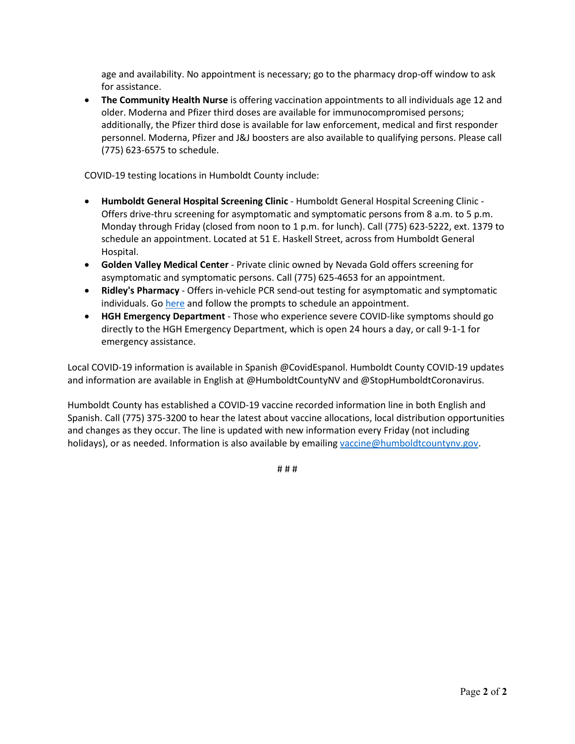age and availability. No appointment is necessary; go to the pharmacy drop-off window to ask for assistance.

- **The Community Health Nurse** is offering vaccination appointments to all individuals age 12 and older. Moderna and Pfizer third doses are available for immunocompromised persons; additionally, the Pfizer third dose is available for law enforcement, medical and first responder personnel. Moderna, Pfizer and J&J boosters are also available to qualifying persons. Please call (775) 623-6575 to schedule.

COVID-19 testing locations in Humboldt County include:

- **Humboldt General Hospital Screening Clinic** - Humboldt General Hospital Screening Clinic - Offers drive-thru screening for asymptomatic and symptomatic persons from 8 a.m. to 5 p.m. Monday through Friday (closed from noon to 1 p.m. for lunch). Call (775) 623-5222, ext. 1379 to schedule an appointment. Located at 51 E. Haskell Street, across from Humboldt General Hospital.
- **Golden Valley Medical Center** - Private clinic owned by Nevada Gold offers screening for asymptomatic and symptomatic persons. Call (775) 625-4653 for an appointment.
- **Ridley's Pharmacy** - Offers in-vehicle PCR send-out testing for asymptomatic and symptomatic individuals. Go here and follow the prompts to schedule an appointment.
- **HGH Emergency Department** - Those who experience severe COVID-like symptoms should go directly to the HGH Emergency Department, which is open 24 hours a day, or call 9-1-1 for emergency assistance.

Local COVID-19 information is available in Spanish @CovidEspanol. Humboldt County COVID-19 updates and information are available in English at @HumboldtCountyNV and @StopHumboldtCoronavirus.

Humboldt County has established a COVID-19 vaccine recorded information line in both English and Spanish. Call (775) 375-3200 to hear the latest about vaccine allocations, local distribution opportunities and changes as they occur. The line is updated with new information every Friday (not including holidays), or as needed. Information is also available by emailing vaccine@humboldtcountynv.gov.

# # #